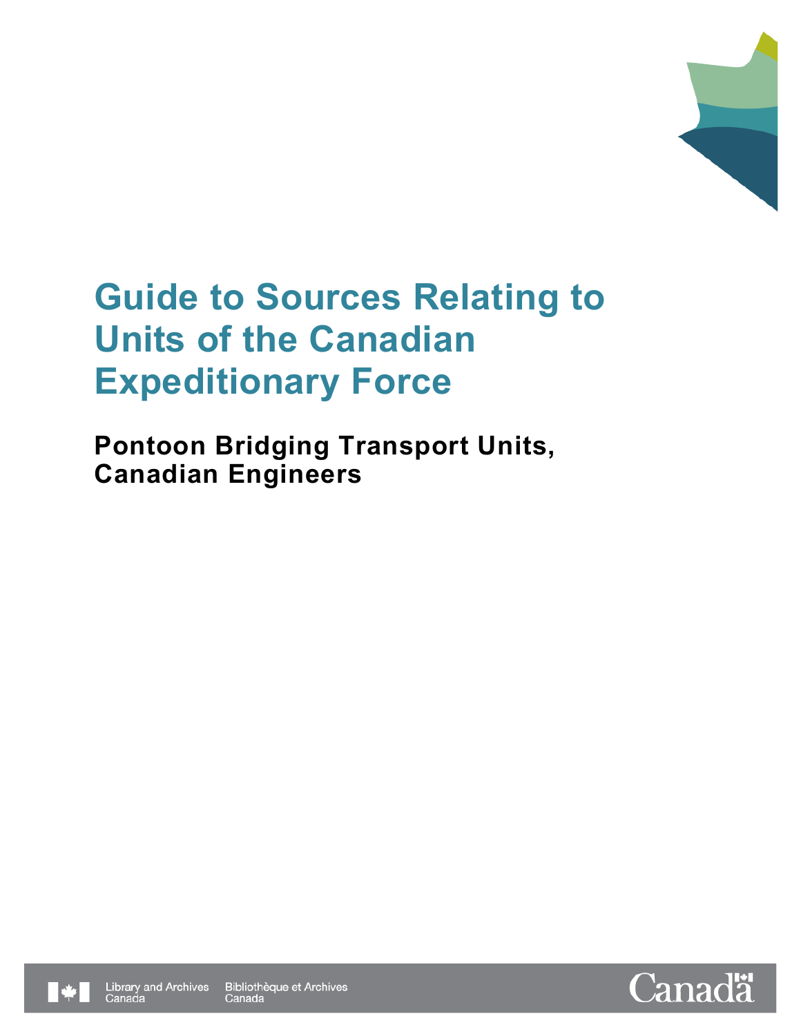# Guide to Sources Relating to Units of the Canadian Expeditionary Force

## Pontoon Bridging Transport Units, Canadian Engineers

Library and Archives Canada Bibliothèque et Archives Canada

Canada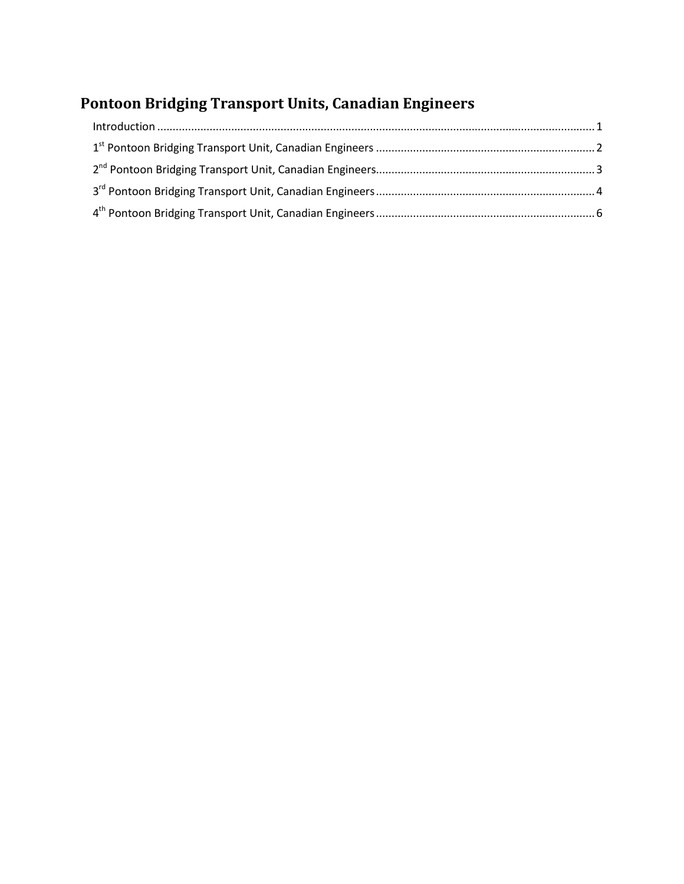# Pontoon Bridging Transport Units, Canadian Engineers

Introduction ............................................................................................................................................ 1

1st Pontoon Bridging Transport Unit, Canadian Engineers ...................................................................... 2

2nd Pontoon Bridging Transport Unit, Canadian Engineers...................................................................... 3

3rd Pontoon Bridging Transport Unit, Canadian Engineers ...................................................................... 4

4th Pontoon Bridging Transport Unit, Canadian Engineers ...................................................................... 6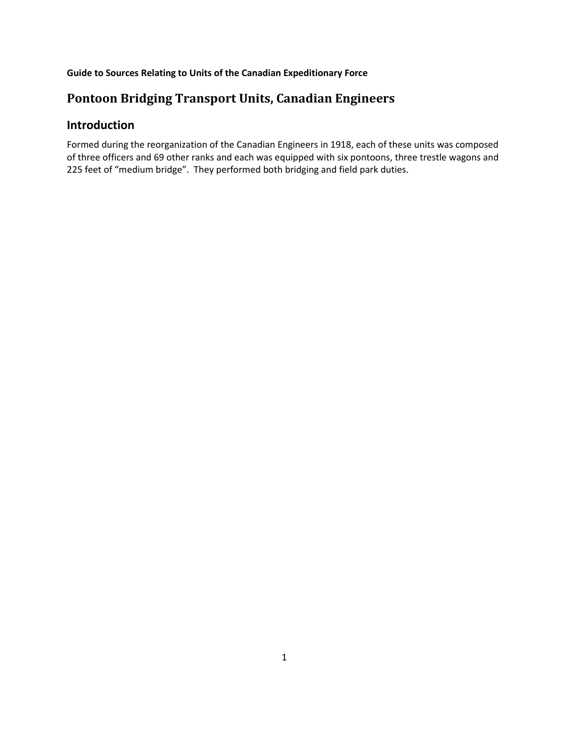**Guide to Sources Relating to Units of the Canadian Expeditionary Force**

# Pontoon Bridging Transport Units, Canadian Engineers

## Introduction

Formed during the reorganization of the Canadian Engineers in 1918, each of these units was composed of three officers and 69 other ranks and each was equipped with six pontoons, three trestle wagons and 225 feet of "medium bridge". They performed both bridging and field park duties.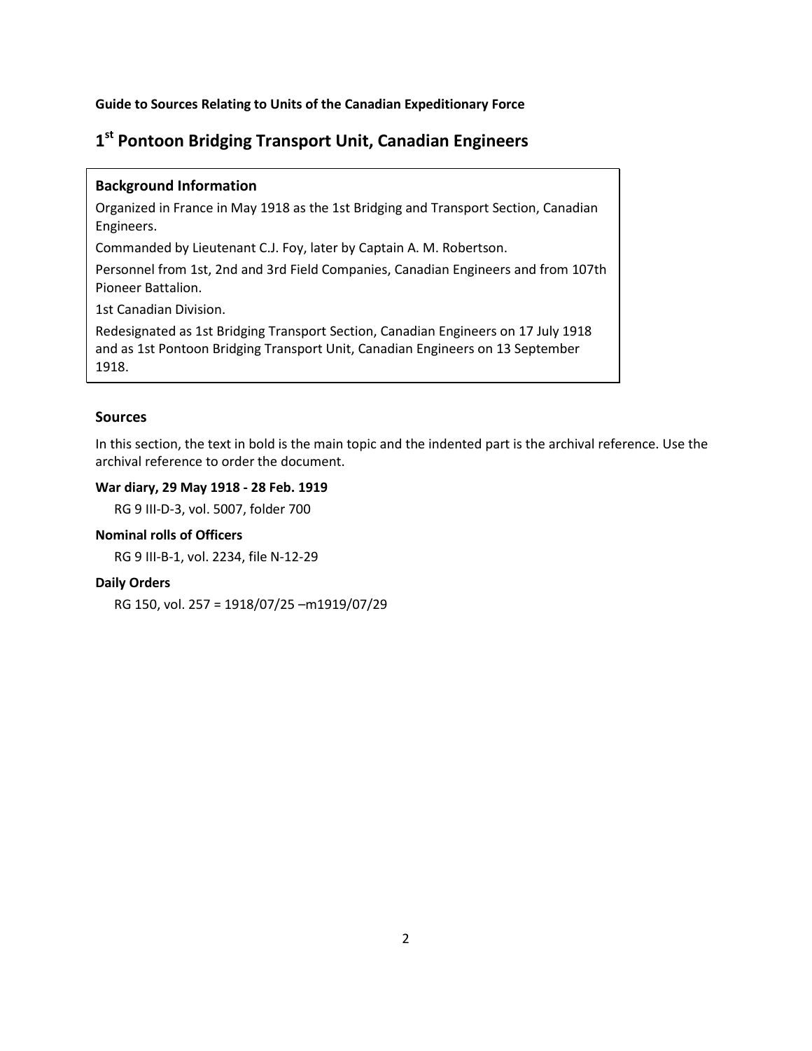**Guide to Sources Relating to Units of the Canadian Expeditionary Force**

# 1st Pontoon Bridging Transport Unit, Canadian Engineers

### Background Information

Organized in France in May 1918 as the 1st Bridging and Transport Section, Canadian Engineers.

Commanded by Lieutenant C.J. Foy, later by Captain A. M. Robertson.

Personnel from 1st, 2nd and 3rd Field Companies, Canadian Engineers and from 107th Pioneer Battalion.

1st Canadian Division.

Redesignated as 1st Bridging Transport Section, Canadian Engineers on 17 July 1918 and as 1st Pontoon Bridging Transport Unit, Canadian Engineers on 13 September 1918.

## Sources

In this section, the text in bold is the main topic and the indented part is the archival reference. Use the archival reference to order the document.

**War diary, 29 May 1918 - 28 Feb. 1919**

RG 9 III-D-3, vol. 5007, folder 700

**Nominal rolls of Officers**

RG 9 III-B-1, vol. 2234, file N-12-29

**Daily Orders**

RG 150, vol. 257 = 1918/07/25 –m1919/07/29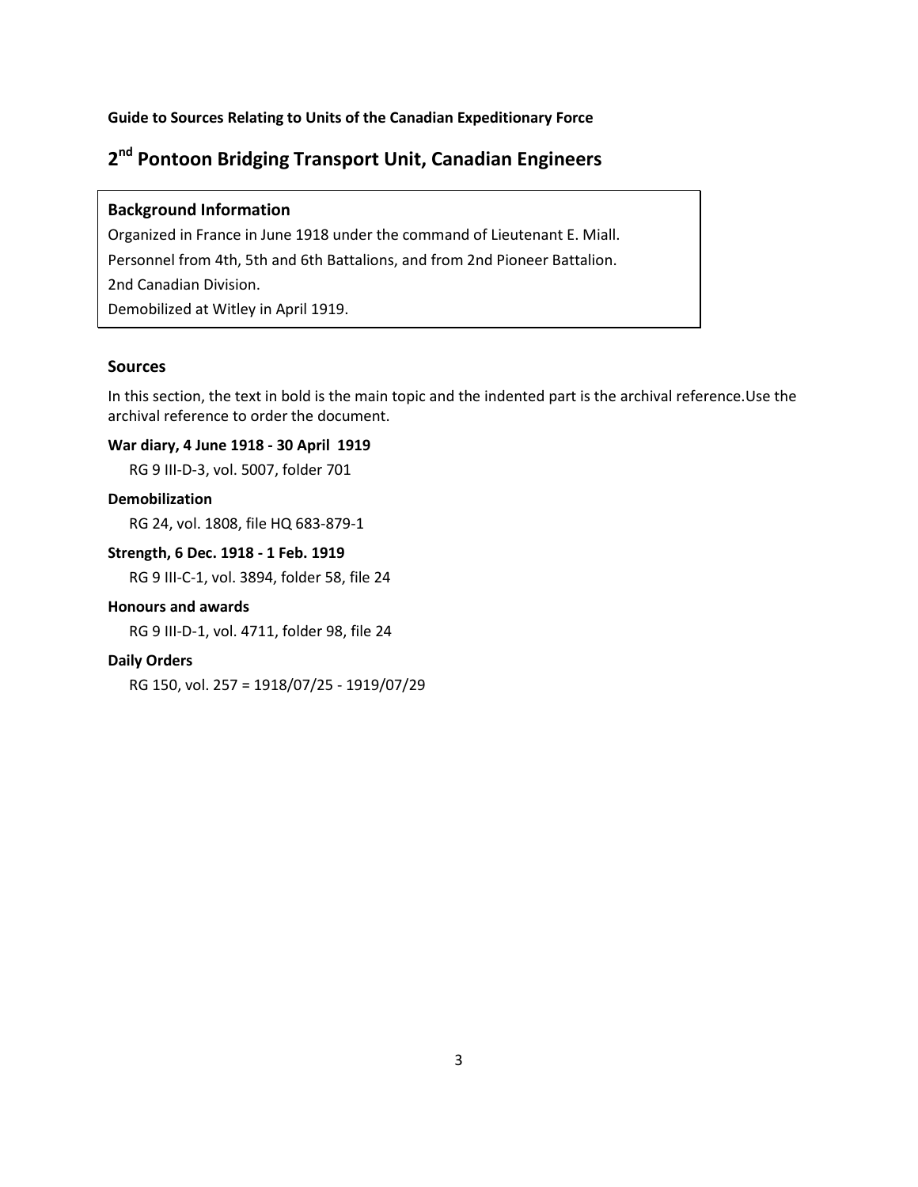**Guide to Sources Relating to Units of the Canadian Expeditionary Force**

# 2nd Pontoon Bridging Transport Unit, Canadian Engineers

### Background Information

Organized in France in June 1918 under the command of Lieutenant E. Miall.

Personnel from 4th, 5th and 6th Battalions, and from 2nd Pioneer Battalion.

2nd Canadian Division.

Demobilized at Witley in April 1919.

### Sources

In this section, the text in bold is the main topic and the indented part is the archival reference.Use the archival reference to order the document.

**War diary, 4 June 1918 - 30 April 1919**

RG 9 III-D-3, vol. 5007, folder 701

**Demobilization**

RG 24, vol. 1808, file HQ 683-879-1

**Strength, 6 Dec. 1918 - 1 Feb. 1919**

RG 9 III-C-1, vol. 3894, folder 58, file 24

**Honours and awards**

RG 9 III-D-1, vol. 4711, folder 98, file 24

**Daily Orders**

RG 150, vol. 257 = 1918/07/25 - 1919/07/29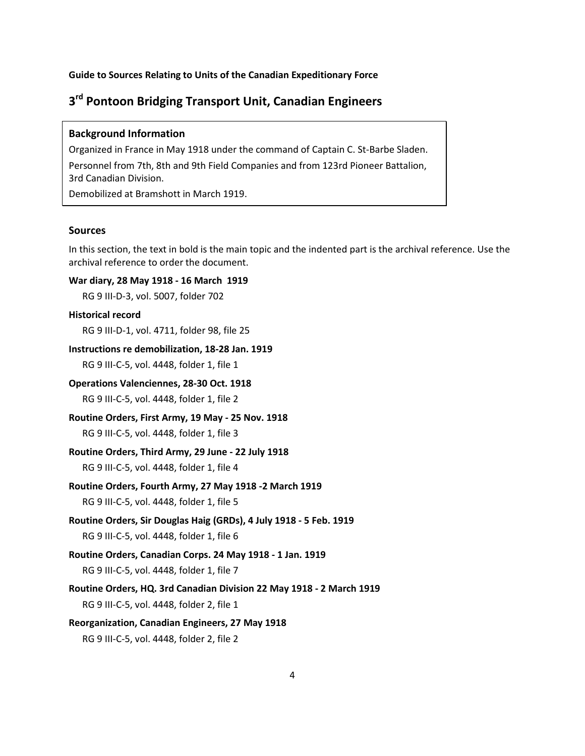**Guide to Sources Relating to Units of the Canadian Expeditionary Force**

# 3rd Pontoon Bridging Transport Unit, Canadian Engineers

### Background Information

Organized in France in May 1918 under the command of Captain C. St-Barbe Sladen.

Personnel from 7th, 8th and 9th Field Companies and from 123rd Pioneer Battalion, 3rd Canadian Division.

Demobilized at Bramshott in March 1919.

## Sources

In this section, the text in bold is the main topic and the indented part is the archival reference. Use the archival reference to order the document.

**War diary, 28 May 1918 - 16 March 1919**

RG 9 III-D-3, vol. 5007, folder 702

**Historical record**

RG 9 III-D-1, vol. 4711, folder 98, file 25

**Instructions re demobilization, 18-28 Jan. 1919**

RG 9 III-C-5, vol. 4448, folder 1, file 1

**Operations Valenciennes, 28-30 Oct. 1918**

RG 9 III-C-5, vol. 4448, folder 1, file 2

**Routine Orders, First Army, 19 May - 25 Nov. 1918**

RG 9 III-C-5, vol. 4448, folder 1, file 3

**Routine Orders, Third Army, 29 June - 22 July 1918**

RG 9 III-C-5, vol. 4448, folder 1, file 4

**Routine Orders, Fourth Army, 27 May 1918 -2 March 1919**

RG 9 III-C-5, vol. 4448, folder 1, file 5

**Routine Orders, Sir Douglas Haig (GRDs), 4 July 1918 - 5 Feb. 1919**

RG 9 III-C-5, vol. 4448, folder 1, file 6

**Routine Orders, Canadian Corps. 24 May 1918 - 1 Jan. 1919**

RG 9 III-C-5, vol. 4448, folder 1, file 7

**Routine Orders, HQ. 3rd Canadian Division 22 May 1918 - 2 March 1919**

RG 9 III-C-5, vol. 4448, folder 2, file 1

**Reorganization, Canadian Engineers, 27 May 1918**

RG 9 III-C-5, vol. 4448, folder 2, file 2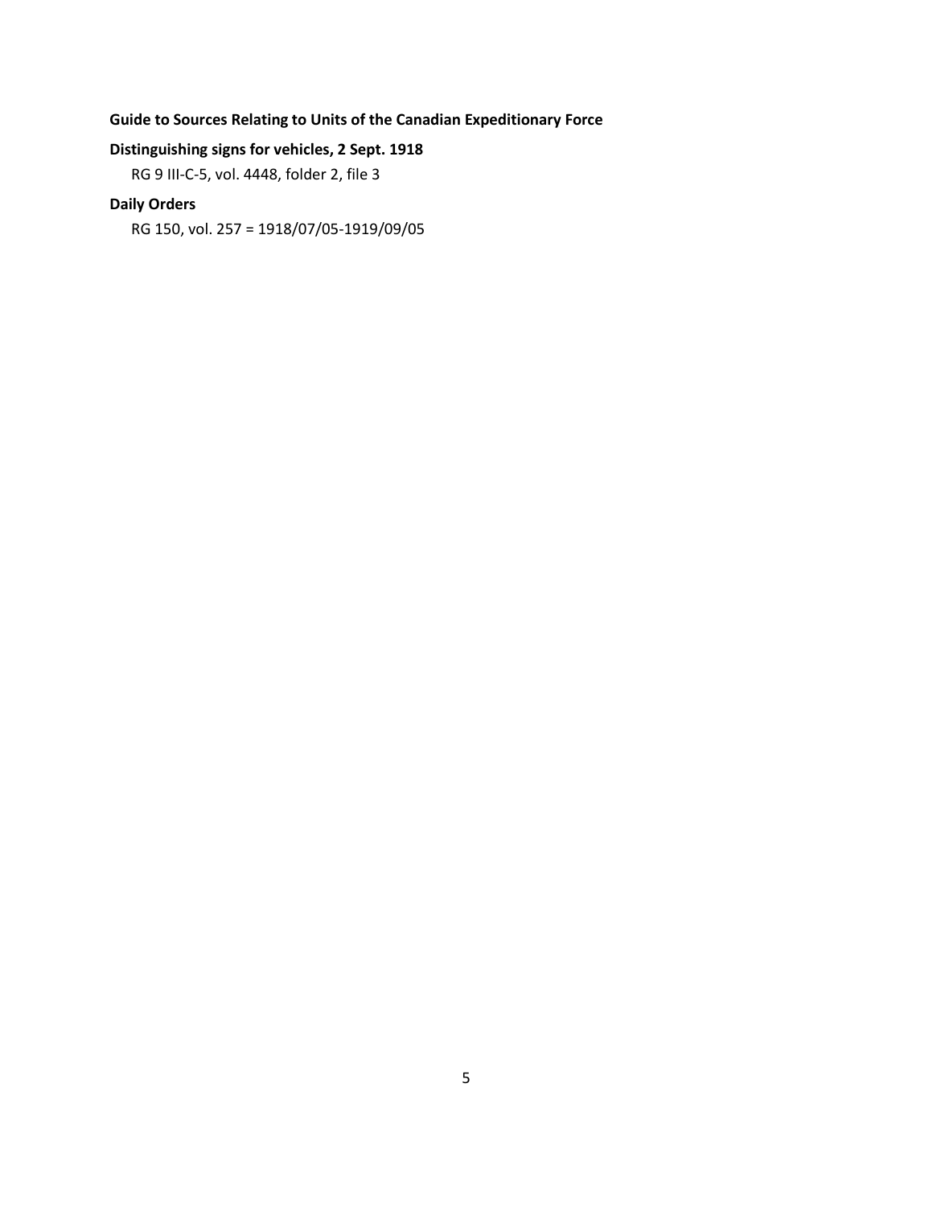**Guide to Sources Relating to Units of the Canadian Expeditionary Force**

**Distinguishing signs for vehicles, 2 Sept. 1918**

RG 9 III-C-5, vol. 4448, folder 2, file 3

**Daily Orders**

RG 150, vol. 257 = 1918/07/05-1919/09/05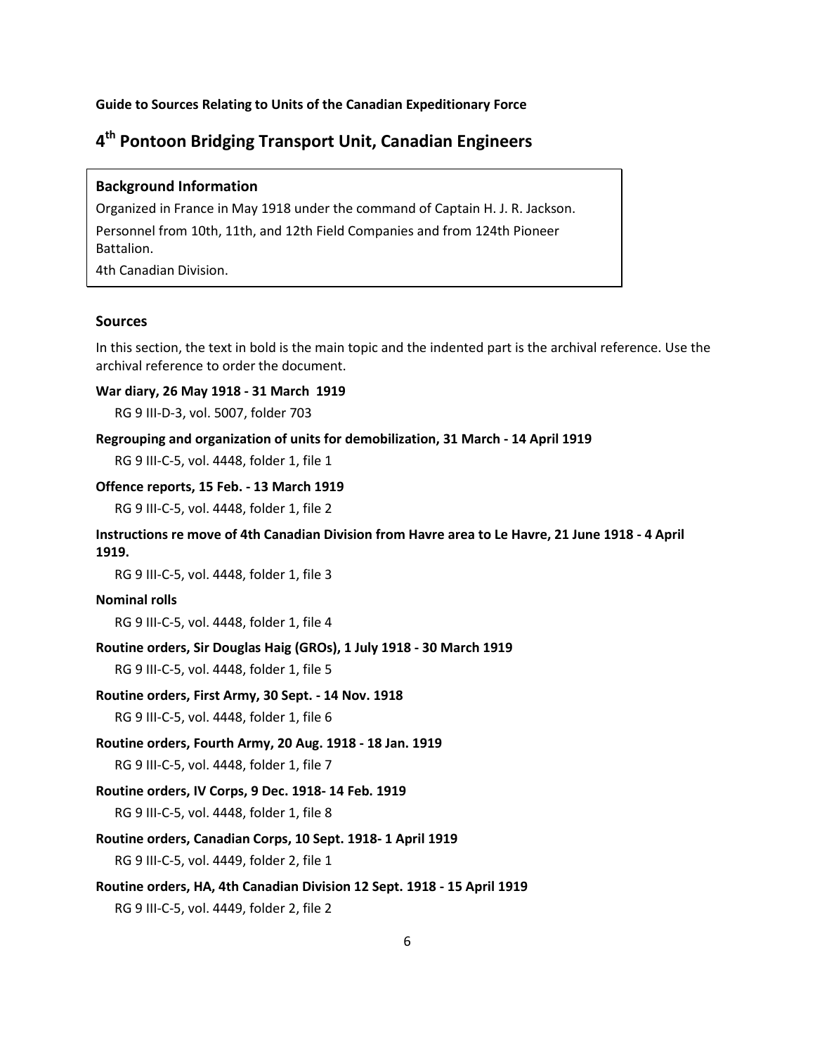**Guide to Sources Relating to Units of the Canadian Expeditionary Force**

# 4th Pontoon Bridging Transport Unit, Canadian Engineers

### Background Information

Organized in France in May 1918 under the command of Captain H. J. R. Jackson.

Personnel from 10th, 11th, and 12th Field Companies and from 124th Pioneer Battalion.

4th Canadian Division.

### Sources

In this section, the text in bold is the main topic and the indented part is the archival reference. Use the archival reference to order the document.

**War diary, 26 May 1918 - 31 March 1919**

RG 9 III-D-3, vol. 5007, folder 703

**Regrouping and organization of units for demobilization, 31 March - 14 April 1919**

RG 9 III-C-5, vol. 4448, folder 1, file 1

**Offence reports, 15 Feb. - 13 March 1919**

RG 9 III-C-5, vol. 4448, folder 1, file 2

**Instructions re move of 4th Canadian Division from Havre area to Le Havre, 21 June 1918 - 4 April 1919.**

RG 9 III-C-5, vol. 4448, folder 1, file 3

**Nominal rolls**

RG 9 III-C-5, vol. 4448, folder 1, file 4

**Routine orders, Sir Douglas Haig (GROs), 1 July 1918 - 30 March 1919**

RG 9 III-C-5, vol. 4448, folder 1, file 5

**Routine orders, First Army, 30 Sept. - 14 Nov. 1918**

RG 9 III-C-5, vol. 4448, folder 1, file 6

**Routine orders, Fourth Army, 20 Aug. 1918 - 18 Jan. 1919**

RG 9 III-C-5, vol. 4448, folder 1, file 7

**Routine orders, IV Corps, 9 Dec. 1918- 14 Feb. 1919**

RG 9 III-C-5, vol. 4448, folder 1, file 8

**Routine orders, Canadian Corps, 10 Sept. 1918- 1 April 1919**

RG 9 III-C-5, vol. 4449, folder 2, file 1

**Routine orders, HA, 4th Canadian Division 12 Sept. 1918 - 15 April 1919**

RG 9 III-C-5, vol. 4449, folder 2, file 2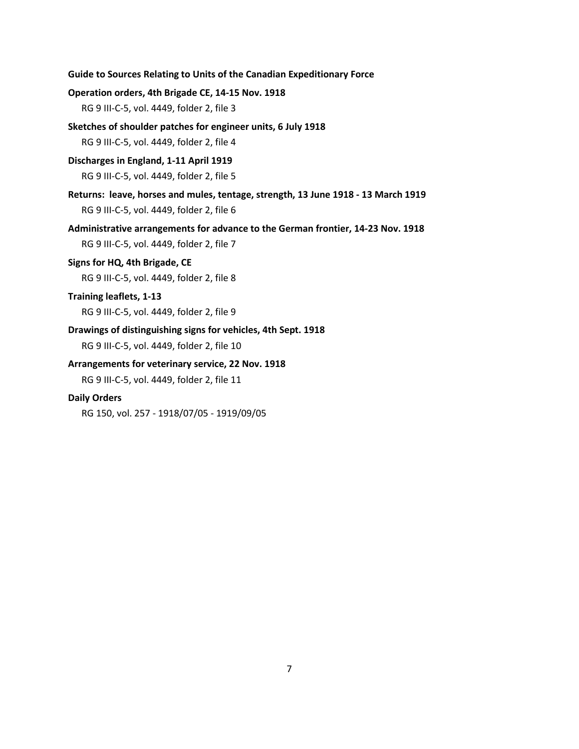**Operation orders, 4th Brigade CE, 14-15 Nov. 1918**

RG 9 III-C-5, vol. 4449, folder 2, file 3

**Sketches of shoulder patches for engineer units, 6 July 1918**

RG 9 III-C-5, vol. 4449, folder 2, file 4

**Discharges in England, 1-11 April 1919**

RG 9 III-C-5, vol. 4449, folder 2, file 5

**Returns: leave, horses and mules, tentage, strength, 13 June 1918 - 13 March 1919**

RG 9 III-C-5, vol. 4449, folder 2, file 6

**Administrative arrangements for advance to the German frontier, 14-23 Nov. 1918**

RG 9 III-C-5, vol. 4449, folder 2, file 7

**Signs for HQ, 4th Brigade, CE**

RG 9 III-C-5, vol. 4449, folder 2, file 8

**Training leaflets, 1-13**

RG 9 III-C-5, vol. 4449, folder 2, file 9

**Drawings of distinguishing signs for vehicles, 4th Sept. 1918**

RG 9 III-C-5, vol. 4449, folder 2, file 10

**Arrangements for veterinary service, 22 Nov. 1918**

RG 9 III-C-5, vol. 4449, folder 2, file 11

**Daily Orders**

RG 150, vol. 257 - 1918/07/05 - 1919/09/05